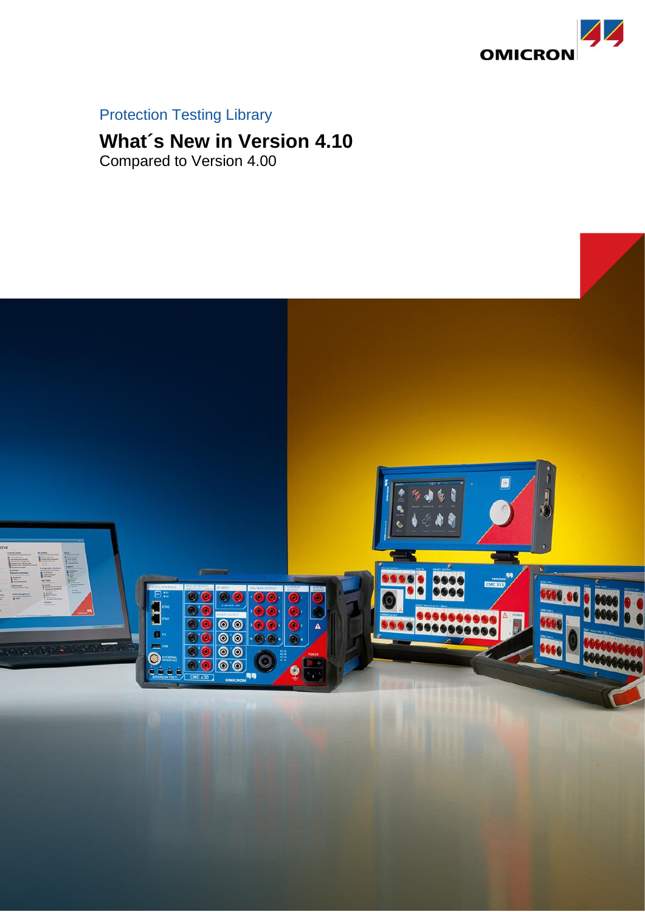Protection Testing Library

# What´s New in Version 4.10

Compared to Version 4.00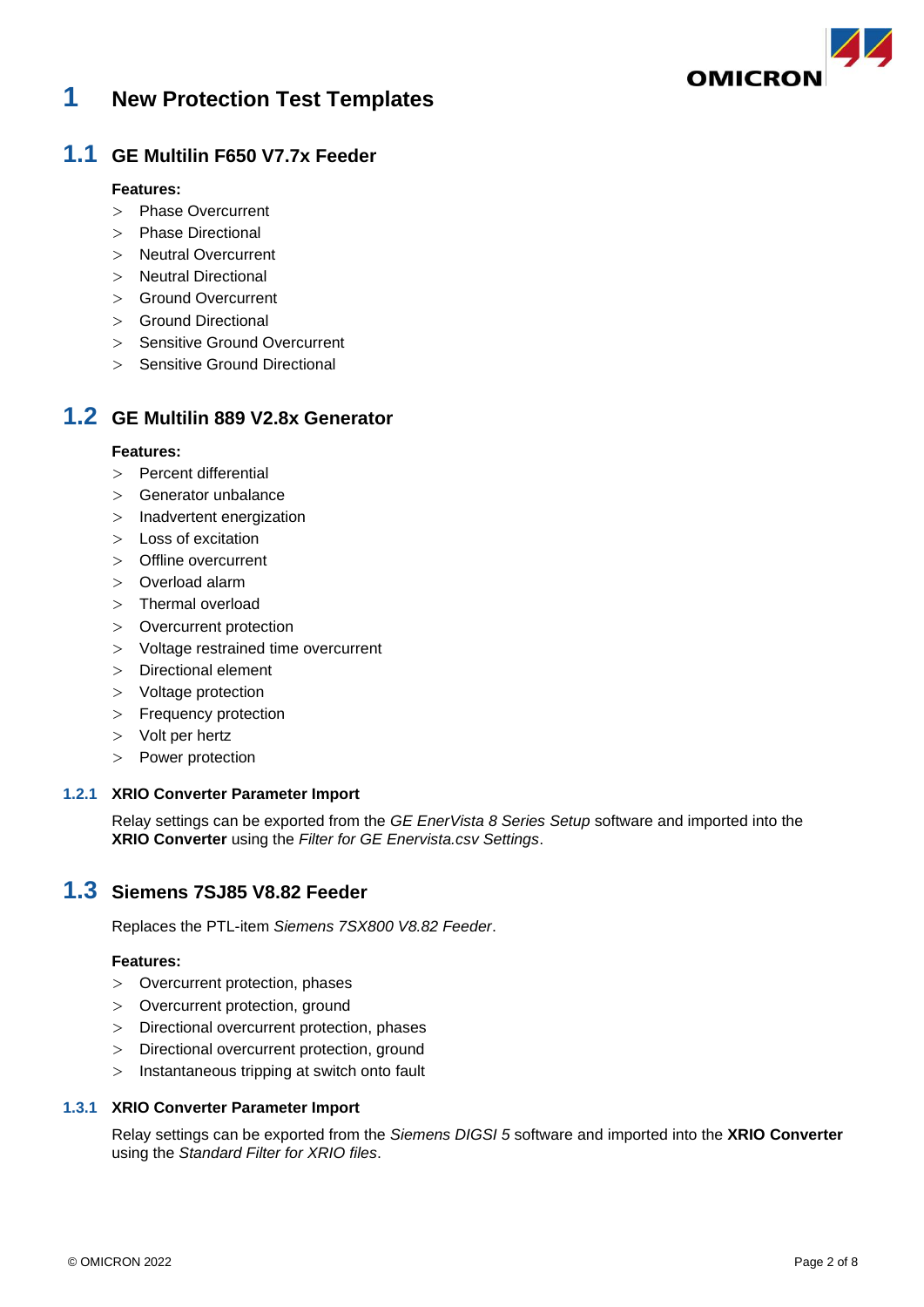# 1 New Protection Test Templates

## 1.1 GE Multilin F650 V7.7x Feeder

**Features:**

- Phase Overcurrent
- Phase Directional
- Neutral Overcurrent
- Neutral Directional
- Ground Overcurrent
- Ground Directional
- Sensitive Ground Overcurrent
- Sensitive Ground Directional

## 1.2 GE Multilin 889 V2.8x Generator

**Features:**

- Percent differential
- Generator unbalance
- Inadvertent energization
- Loss of excitation
- Offline overcurrent
- Overload alarm
- Thermal overload
- Overcurrent protection
- Voltage restrained time overcurrent
- Directional element
- Voltage protection
- Frequency protection
- Volt per hertz
- Power protection

### 1.2.1 XRIO Converter Parameter Import

Relay settings can be exported from the *GE EnerVista 8 Series Setup* software and imported into the **XRIO Converter** using the *Filter for GE Enervista.csv Settings*.

## 1.3 Siemens 7SJ85 V8.82 Feeder

Replaces the PTL-item *Siemens 7SX800 V8.82 Feeder*.

**Features:**

- Overcurrent protection, phases
- Overcurrent protection, ground
- Directional overcurrent protection, phases
- Directional overcurrent protection, ground
- Instantaneous tripping at switch onto fault

### 1.3.1 XRIO Converter Parameter Import

Relay settings can be exported from the *Siemens DIGSI 5* software and imported into the **XRIO Converter** using the *Standard Filter for XRIO files*.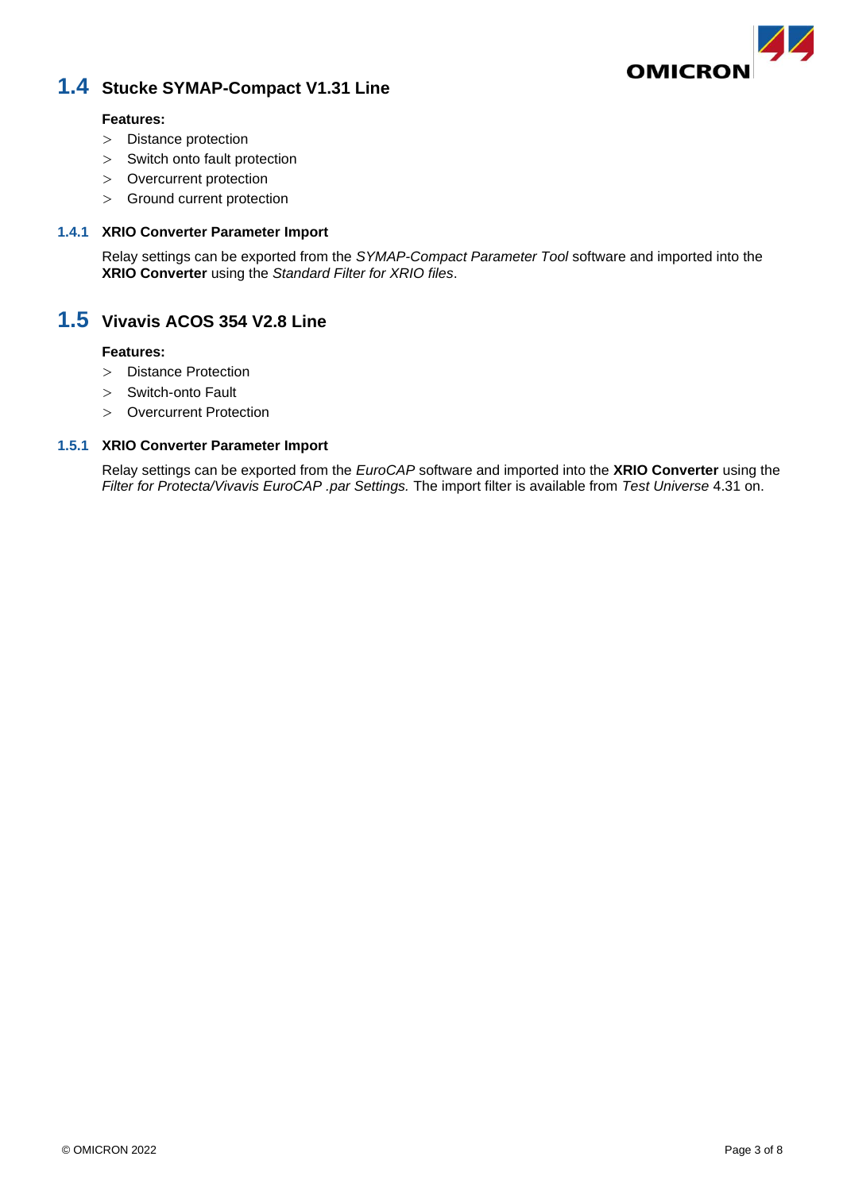## 1.4 Stucke SYMAP-Compact V1.31 Line

**Features:**

- Distance protection
- Switch onto fault protection
- Overcurrent protection
- Ground current protection

### 1.4.1 XRIO Converter Parameter Import

Relay settings can be exported from the *SYMAP-Compact Parameter Tool* software and imported into the **XRIO Converter** using the *Standard Filter for XRIO files*.

## 1.5 Vivavis ACOS 354 V2.8 Line

**Features:**

- Distance Protection
- Switch-onto Fault
- Overcurrent Protection

### 1.5.1 XRIO Converter Parameter Import

Relay settings can be exported from the *EuroCAP* software and imported into the **XRIO Converter** using the *Filter for Protecta/Vivavis EuroCAP .par Settings.* The import filter is available from *Test Universe* 4.31 on.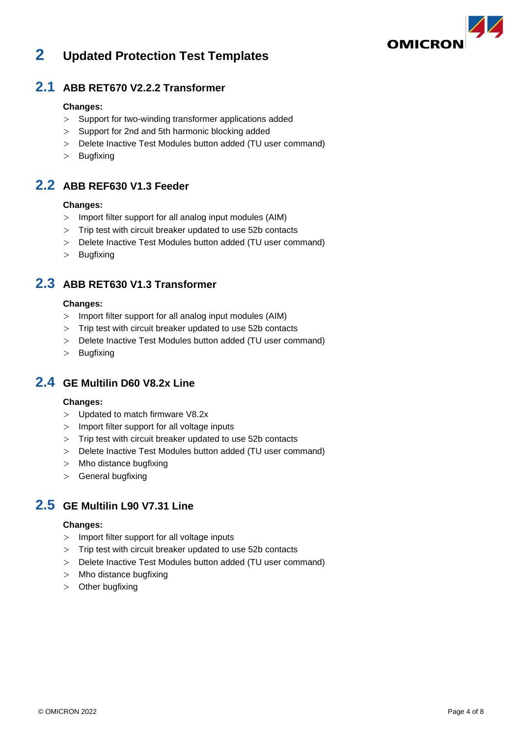# 2 Updated Protection Test Templates

## 2.1 ABB RET670 V2.2.2 Transformer

**Changes:**

- Support for two-winding transformer applications added
- Support for 2nd and 5th harmonic blocking added
- Delete Inactive Test Modules button added (TU user command)
- Bugfixing

## 2.2 ABB REF630 V1.3 Feeder

**Changes:**

- Import filter support for all analog input modules (AIM)
- Trip test with circuit breaker updated to use 52b contacts
- Delete Inactive Test Modules button added (TU user command)
- Bugfixing

## 2.3 ABB RET630 V1.3 Transformer

**Changes:**

- Import filter support for all analog input modules (AIM)
- Trip test with circuit breaker updated to use 52b contacts
- Delete Inactive Test Modules button added (TU user command)
- Bugfixing

## 2.4 GE Multilin D60 V8.2x Line

**Changes:**

- Updated to match firmware V8.2x
- Import filter support for all voltage inputs
- Trip test with circuit breaker updated to use 52b contacts
- Delete Inactive Test Modules button added (TU user command)
- Mho distance bugfixing
- General bugfixing

## 2.5 GE Multilin L90 V7.31 Line

**Changes:**

- Import filter support for all voltage inputs
- Trip test with circuit breaker updated to use 52b contacts
- Delete Inactive Test Modules button added (TU user command)
- Mho distance bugfixing
- Other bugfixing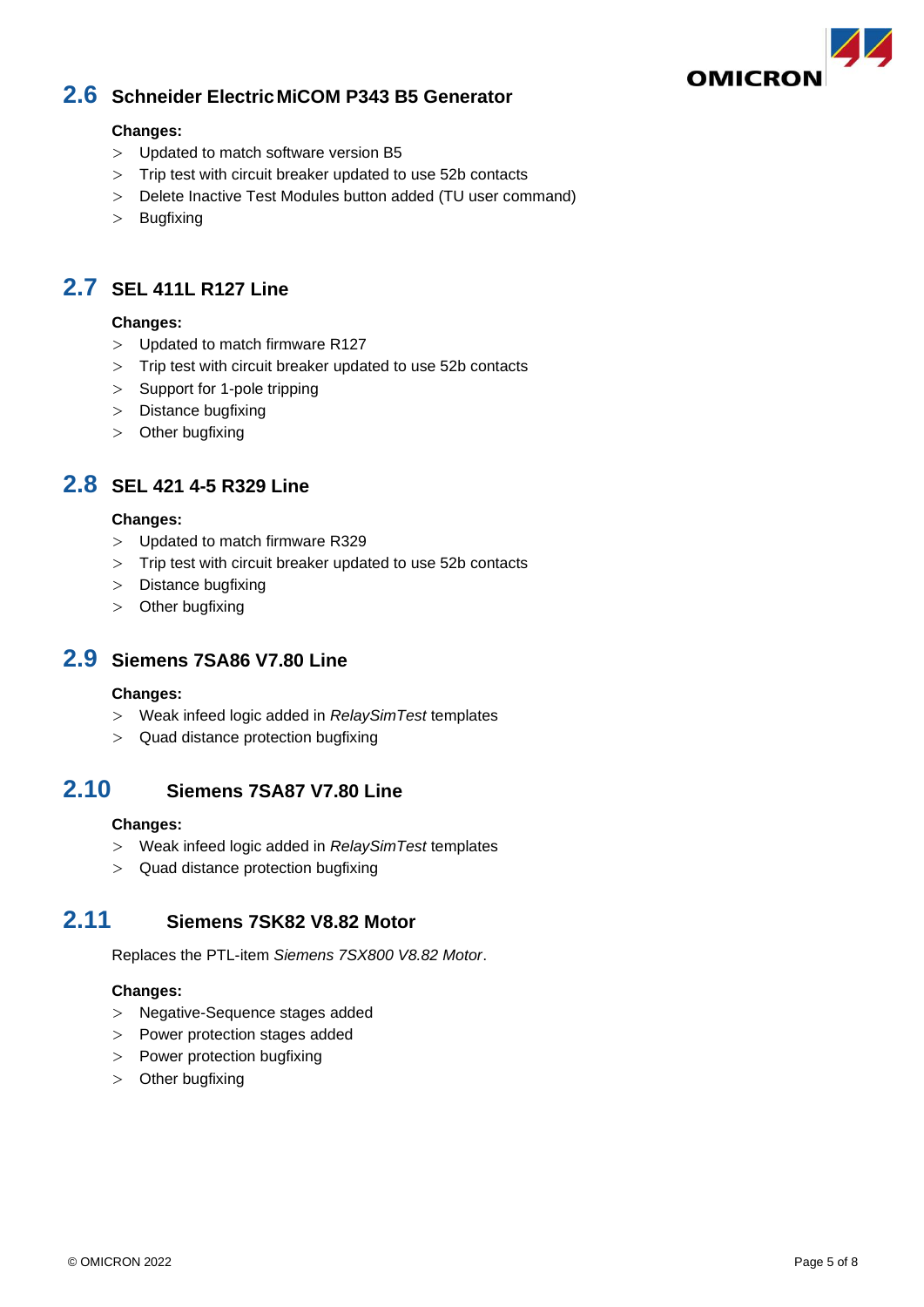## 2.6 Schneider Electric MiCOM P343 B5 Generator

**Changes:**

- Updated to match software version B5
- Trip test with circuit breaker updated to use 52b contacts
- Delete Inactive Test Modules button added (TU user command)
- Bugfixing

## 2.7 SEL 411L R127 Line

**Changes:**

- Updated to match firmware R127
- Trip test with circuit breaker updated to use 52b contacts
- Support for 1-pole tripping
- Distance bugfixing
- Other bugfixing

## 2.8 SEL 421 4-5 R329 Line

**Changes:**

- Updated to match firmware R329
- Trip test with circuit breaker updated to use 52b contacts
- Distance bugfixing
- Other bugfixing

## 2.9 Siemens 7SA86 V7.80 Line

**Changes:**

- Weak infeed logic added in *RelaySimTest* templates
- Quad distance protection bugfixing

## 2.10 Siemens 7SA87 V7.80 Line

**Changes:**

- Weak infeed logic added in *RelaySimTest* templates
- Quad distance protection bugfixing

## 2.11 Siemens 7SK82 V8.82 Motor

Replaces the PTL-item *Siemens 7SX800 V8.82 Motor*.

**Changes:**

- Negative-Sequence stages added
- Power protection stages added
- Power protection bugfixing
- Other bugfixing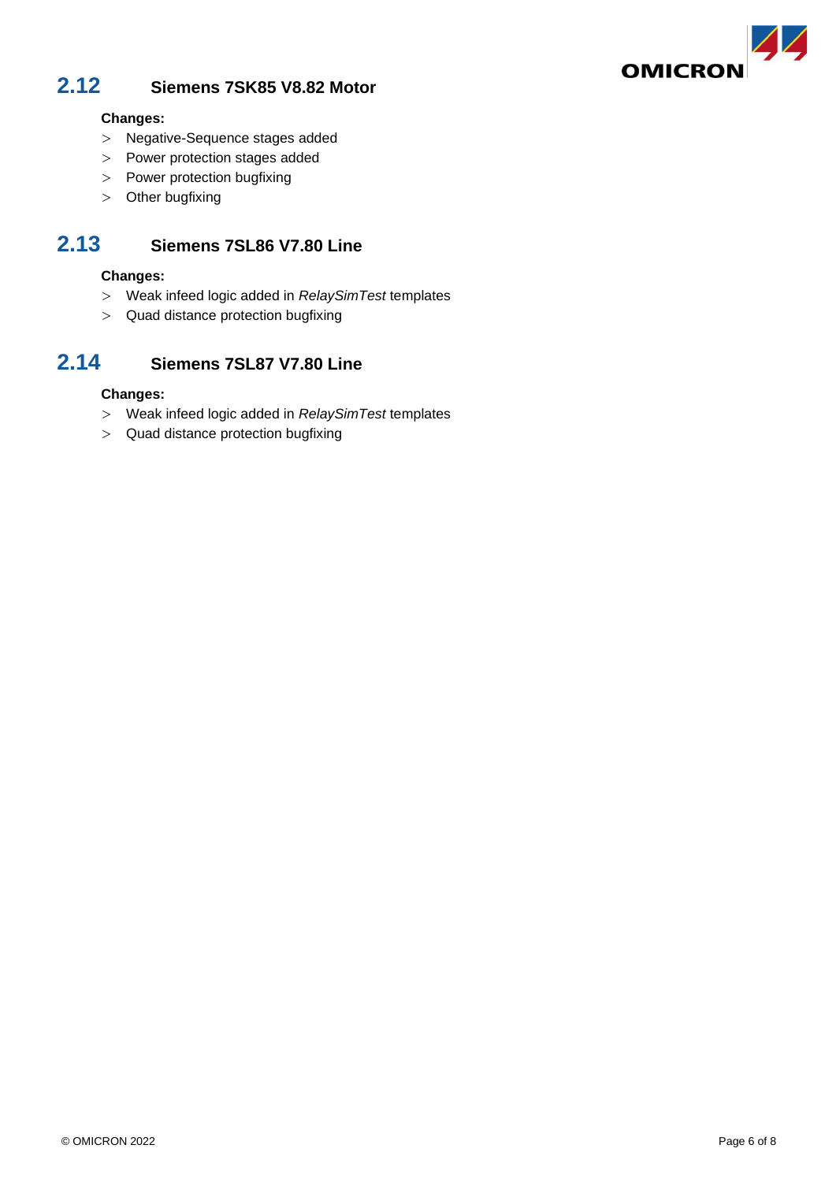## 2.12 Siemens 7SK85 V8.82 Motor

**Changes:**

- Negative-Sequence stages added
- Power protection stages added
- Power protection bugfixing
- Other bugfixing

## 2.13 Siemens 7SL86 V7.80 Line

**Changes:**

- Weak infeed logic added in *RelaySimTest* templates
- Quad distance protection bugfixing

## 2.14 Siemens 7SL87 V7.80 Line

**Changes:**

- Weak infeed logic added in *RelaySimTest* templates
- Quad distance protection bugfixing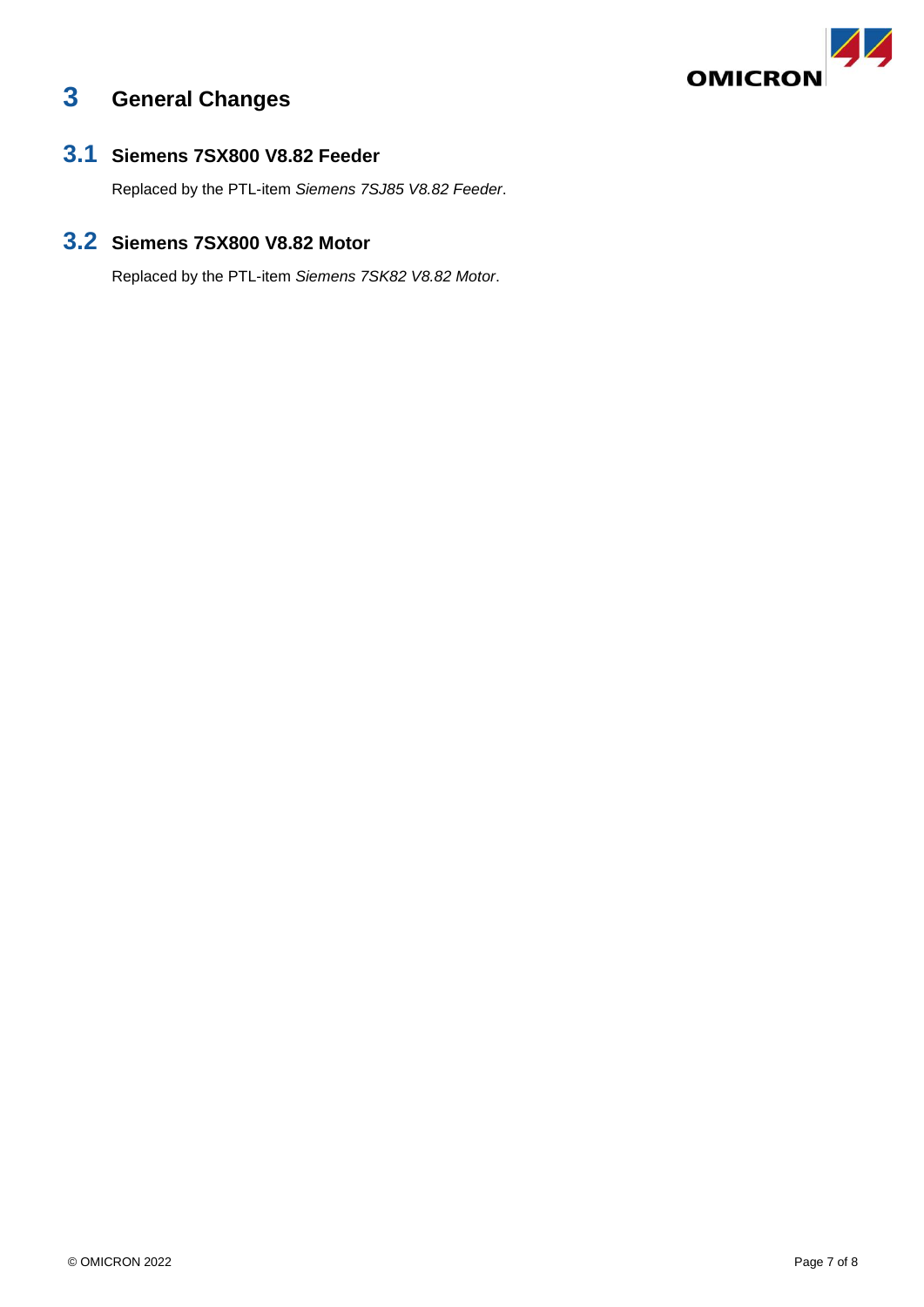# 3 General Changes

## 3.1 Siemens 7SX800 V8.82 Feeder

Replaced by the PTL-item *Siemens 7SJ85 V8.82 Feeder*.

## 3.2 Siemens 7SX800 V8.82 Motor

Replaced by the PTL-item *Siemens 7SK82 V8.82 Motor*.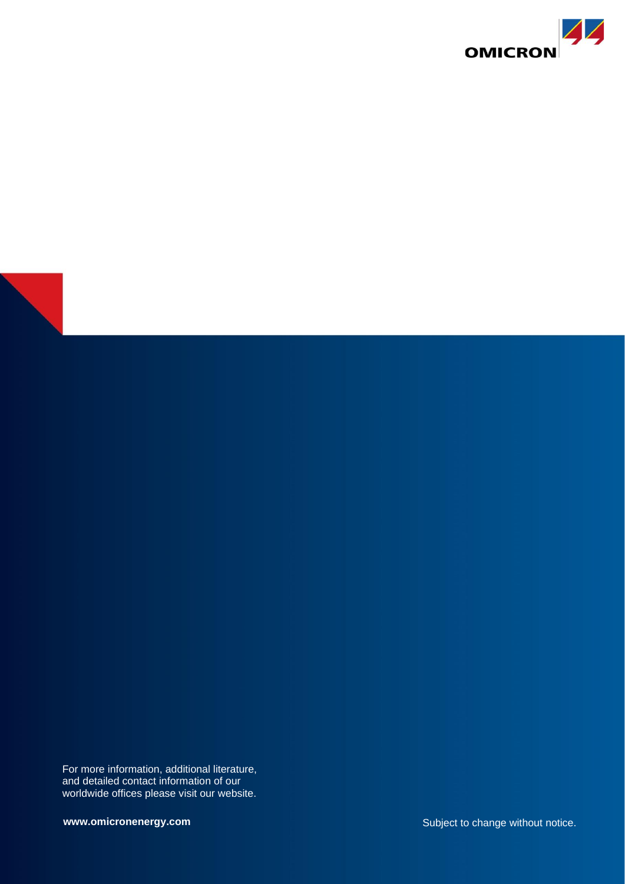For more information, additional literature, and detailed contact information of our worldwide offices please visit our website.

**www.omicronenergy.com**

Subject to change without notice.